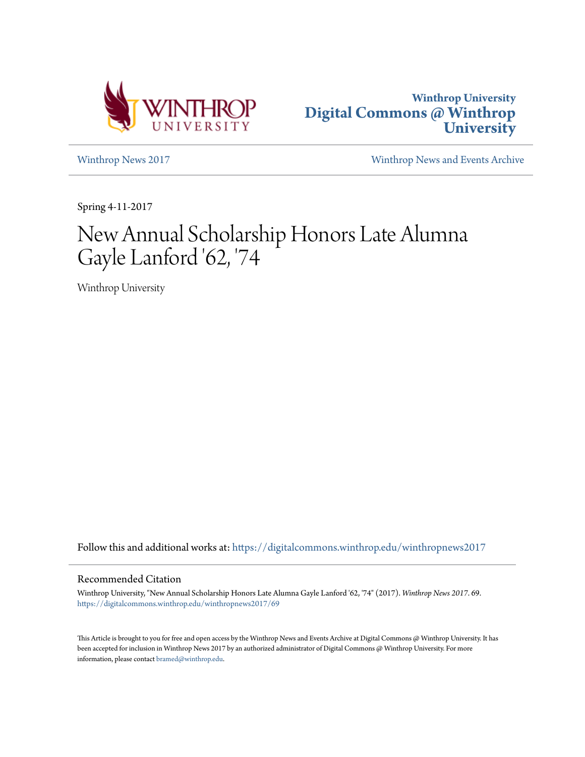Winthrop University
Digital Commons @ Winthrop University

Winthrop News 2017

Winthrop News and Events Archive

Spring 4-11-2017

# New Annual Scholarship Honors Late Alumna Gayle Lanford '62, '74

Winthrop University

Follow this and additional works at: https://digitalcommons.winthrop.edu/winthropnews2017

## Recommended Citation

Winthrop University, "New Annual Scholarship Honors Late Alumna Gayle Lanford '62, '74" (2017). *Winthrop News 2017*. 69.
https://digitalcommons.winthrop.edu/winthropnews2017/69

This Article is brought to you for free and open access by the Winthrop News and Events Archive at Digital Commons @ Winthrop University. It has been accepted for inclusion in Winthrop News 2017 by an authorized administrator of Digital Commons @ Winthrop University. For more information, please contact bramed@winthrop.edu.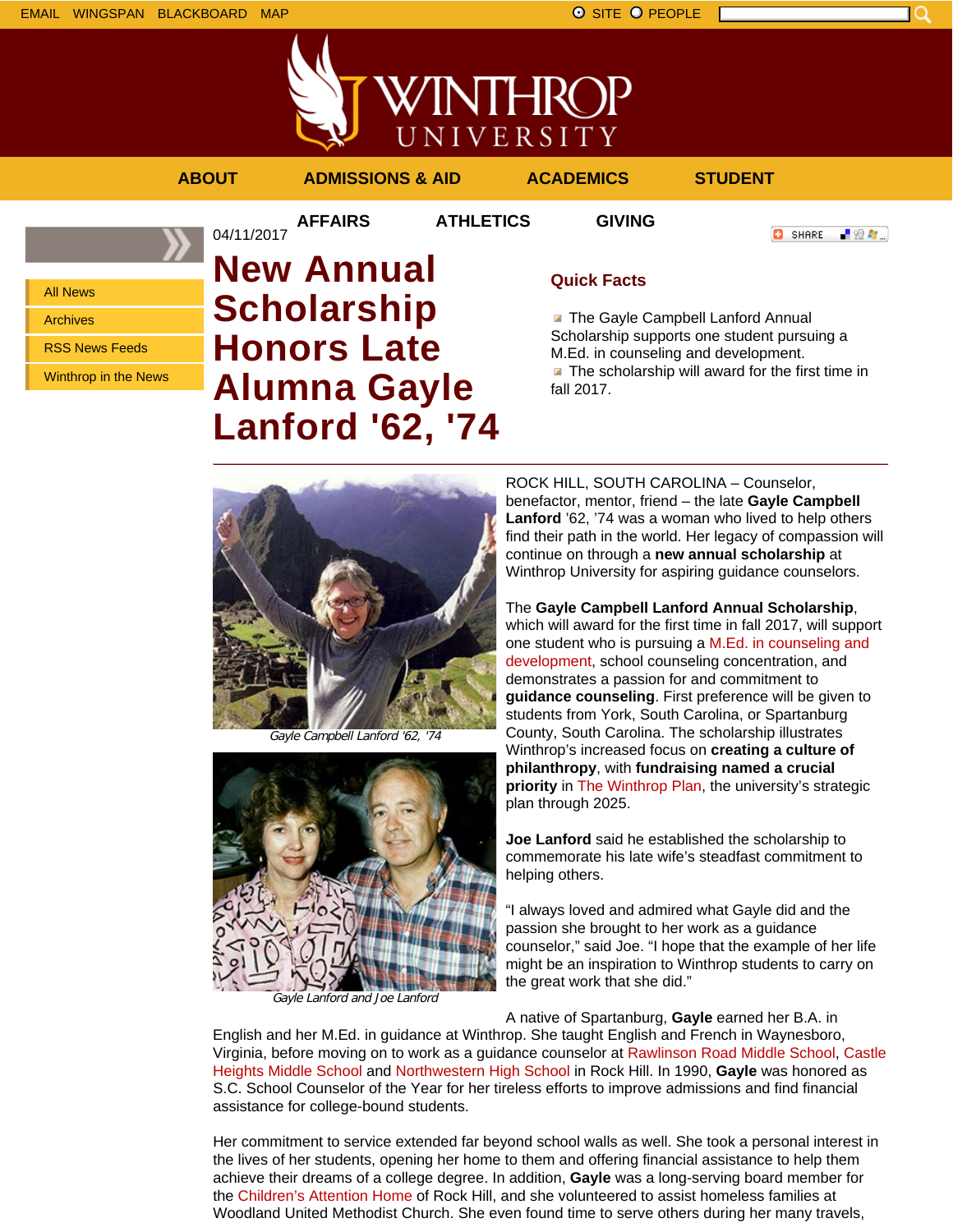EMAIL WINGSPAN BLACKBOARD MAP

SITE PEOPLE

ABOUT ADMISSIONS & AID ACADEMICS STUDENT AFFAIRS ATHLETICS GIVING

- All News
- Archives
- RSS News Feeds
- Winthrop in the News

04/11/2017

# New Annual Scholarship Honors Late Alumna Gayle Lanford '62, '74

## Quick Facts

- The Gayle Campbell Lanford Annual Scholarship supports one student pursuing a M.Ed. in counseling and development.
- The scholarship will award for the first time in fall 2017.

Gayle Campbell Lanford '62, '74

Gayle Lanford and Joe Lanford

ROCK HILL, SOUTH CAROLINA – Counselor, benefactor, mentor, friend – the late **Gayle Campbell Lanford** '62, '74 was a woman who lived to help others find their path in the world. Her legacy of compassion will continue on through a **new annual scholarship** at Winthrop University for aspiring guidance counselors.

The **Gayle Campbell Lanford Annual Scholarship**, which will award for the first time in fall 2017, will support one student who is pursuing a M.Ed. in counseling and development, school counseling concentration, and demonstrates a passion for and commitment to **guidance counseling**. First preference will be given to students from York, South Carolina, or Spartanburg County, South Carolina. The scholarship illustrates Winthrop's increased focus on **creating a culture of philanthropy**, with **fundraising named a crucial priority** in The Winthrop Plan, the university's strategic plan through 2025.

**Joe Lanford** said he established the scholarship to commemorate his late wife's steadfast commitment to helping others.

"I always loved and admired what Gayle did and the passion she brought to her work as a guidance counselor," said Joe. "I hope that the example of her life might be an inspiration to Winthrop students to carry on the great work that she did."

A native of Spartanburg, **Gayle** earned her B.A. in English and her M.Ed. in guidance at Winthrop. She taught English and French in Waynesboro, Virginia, before moving on to work as a guidance counselor at Rawlinson Road Middle School, Castle Heights Middle School and Northwestern High School in Rock Hill. In 1990, **Gayle** was honored as S.C. School Counselor of the Year for her tireless efforts to improve admissions and find financial assistance for college-bound students.

Her commitment to service extended far beyond school walls as well. She took a personal interest in the lives of her students, opening her home to them and offering financial assistance to help them achieve their dreams of a college degree. In addition, **Gayle** was a long-serving board member for the Children's Attention Home of Rock Hill, and she volunteered to assist homeless families at Woodland United Methodist Church. She even found time to serve others during her many travels,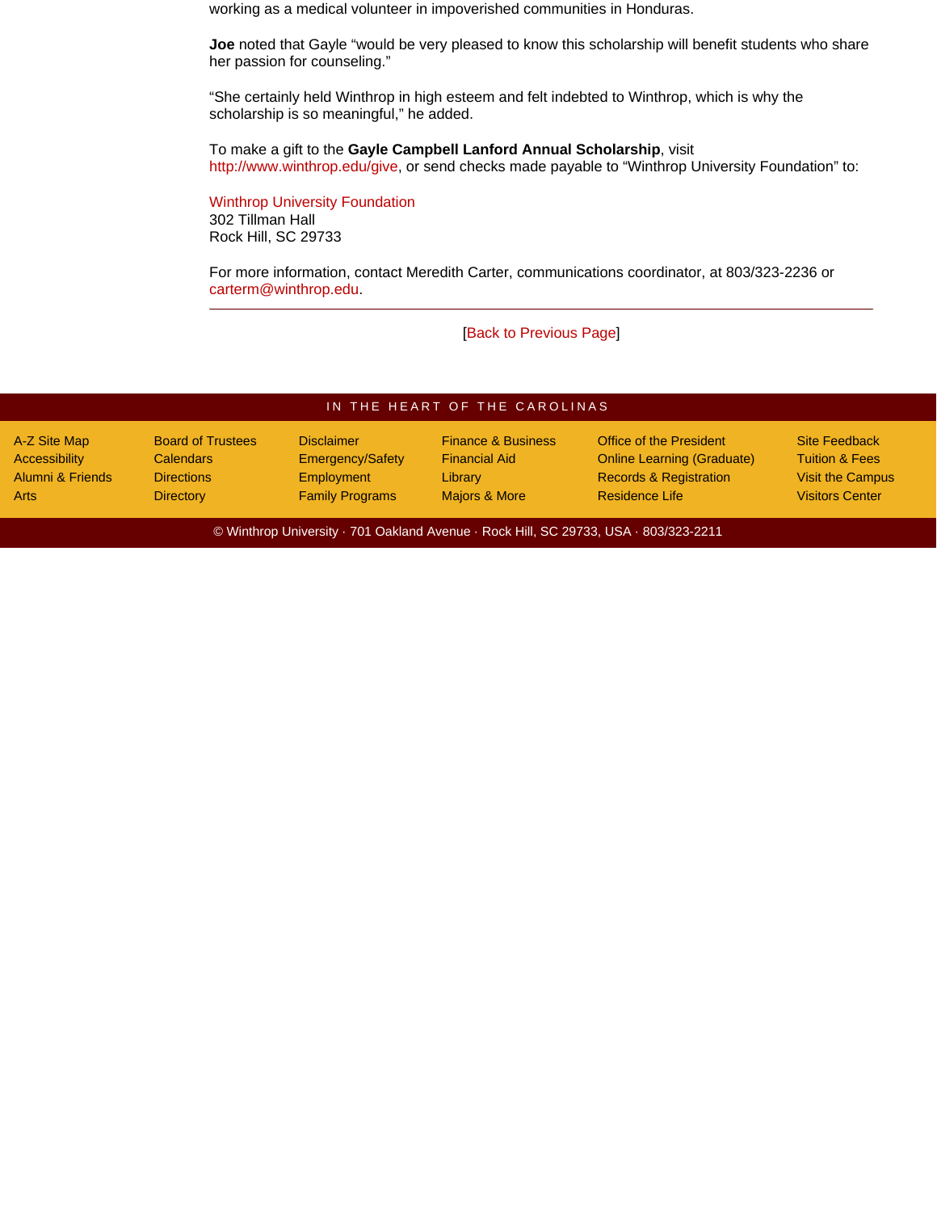working as a medical volunteer in impoverished communities in Honduras.

**Joe** noted that Gayle “would be very pleased to know this scholarship will benefit students who share her passion for counseling.”

“She certainly held Winthrop in high esteem and felt indebted to Winthrop, which is why the scholarship is so meaningful,” he added.

To make a gift to the **Gayle Campbell Lanford Annual Scholarship**, visit http://www.winthrop.edu/give, or send checks made payable to “Winthrop University Foundation” to:

Winthrop University Foundation
302 Tillman Hall
Rock Hill, SC 29733

For more information, contact Meredith Carter, communications coordinator, at 803/323-2236 or carterm@winthrop.edu.

---

[Back to Previous Page]

IN THE HEART OF THE CAROLINAS

A-Z Site Map
Accessibility
Alumni & Friends
Arts
Board of Trustees
Calendars
Directions
Directory
Disclaimer
Emergency/Safety
Employment
Family Programs
Finance & Business
Financial Aid
Library
Majors & More
Office of the President
Online Learning (Graduate)
Records & Registration
Residence Life
Site Feedback
Tuition & Fees
Visit the Campus
Visitors Center

© Winthrop University · 701 Oakland Avenue · Rock Hill, SC 29733, USA · 803/323-2211